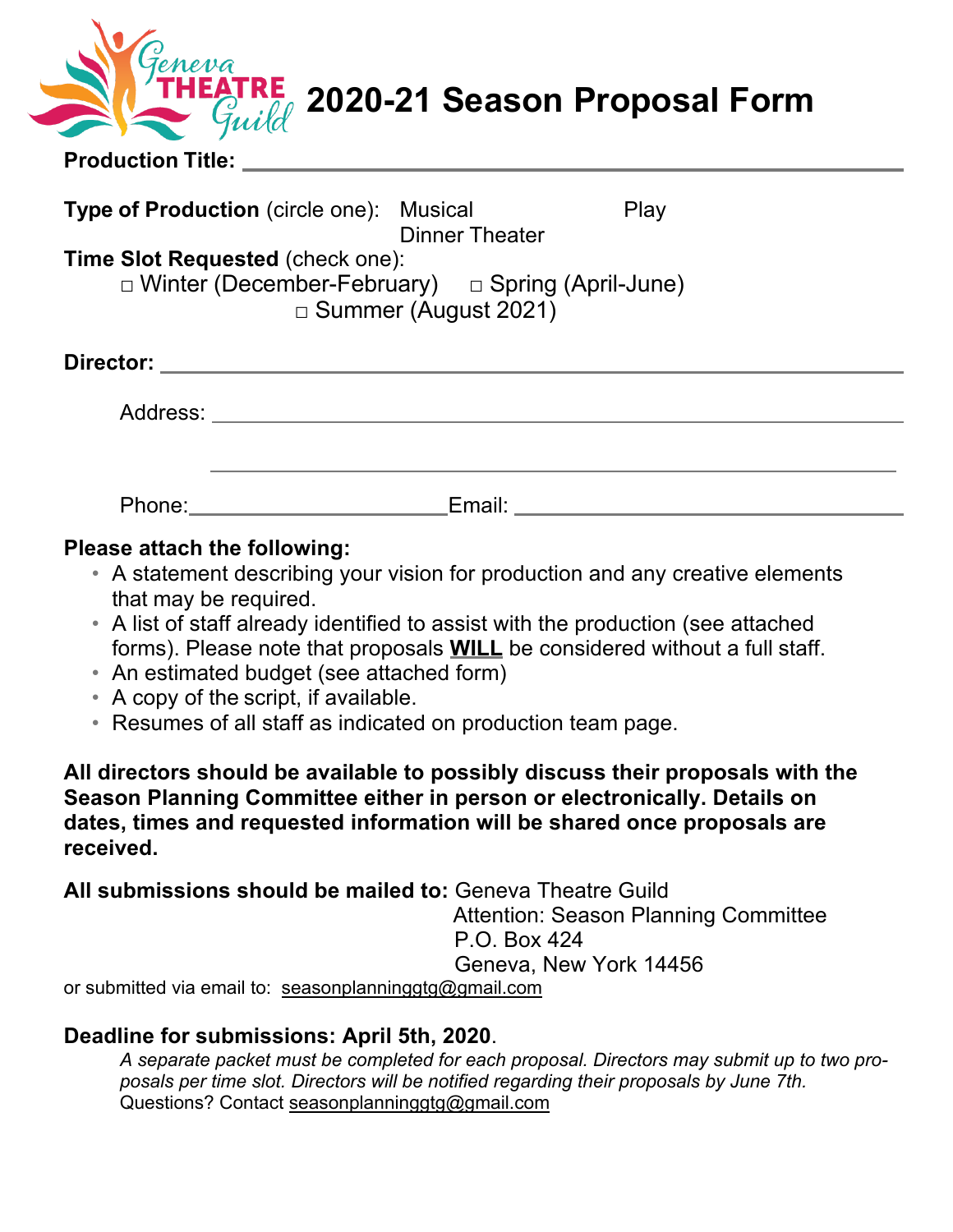# Geneva Theatre Guild 2020-21 Season Proposal Form

**Production Title:** \_\_\_\_\_\_\_\_\_\_\_\_\_\_\_\_\_\_\_\_\_\_\_\_\_\_\_\_\_\_\_\_\_\_\_\_\_\_\_\_

**Type of Production** (circle one): Musical Play Dinner Theater

**Time Slot Requested** (check one):

□ Winter (December-February) □ Spring (April-June) □ Summer (August 2021)

**Director:** \_\_\_\_\_\_\_\_\_\_\_\_\_\_\_\_\_\_\_\_\_\_\_\_\_\_\_\_\_\_\_\_\_\_\_\_\_\_\_\_

Address: \_\_\_\_\_\_\_\_\_\_\_\_\_\_\_\_\_\_\_\_\_\_\_\_\_\_\_\_\_\_\_\_\_\_\_\_\_\_\_\_

\_\_\_\_\_\_\_\_\_\_\_\_\_\_\_\_\_\_\_\_\_\_\_\_\_\_\_\_\_\_\_\_\_\_\_\_\_\_\_\_

Phone: \_\_\_\_\_\_\_\_\_\_\_\_\_\_\_\_\_\_\_\_ Email: \_\_\_\_\_\_\_\_\_\_\_\_\_\_\_\_\_\_\_\_

**Please attach the following:**

- A statement describing your vision for production and any creative elements that may be required.
- A list of staff already identified to assist with the production (see attached forms). Please note that proposals **WILL** be considered without a full staff.
- An estimated budget (see attached form)
- A copy of the script, if available.
- Resumes of all staff as indicated on production team page.

**All directors should be available to possibly discuss their proposals with the Season Planning Committee either in person or electronically. Details on dates, times and requested information will be shared once proposals are received.**

**All submissions should be mailed to:** Geneva Theatre Guild
Attention: Season Planning Committee
P.O. Box 424
Geneva, New York 14456

or submitted via email to: seasonplanninggtg@gmail.com

**Deadline for submissions: April 5th, 2020**.

*A separate packet must be completed for each proposal. Directors may submit up to two proposals per time slot. Directors will be notified regarding their proposals by June 7th.*
Questions? Contact seasonplanninggtg@gmail.com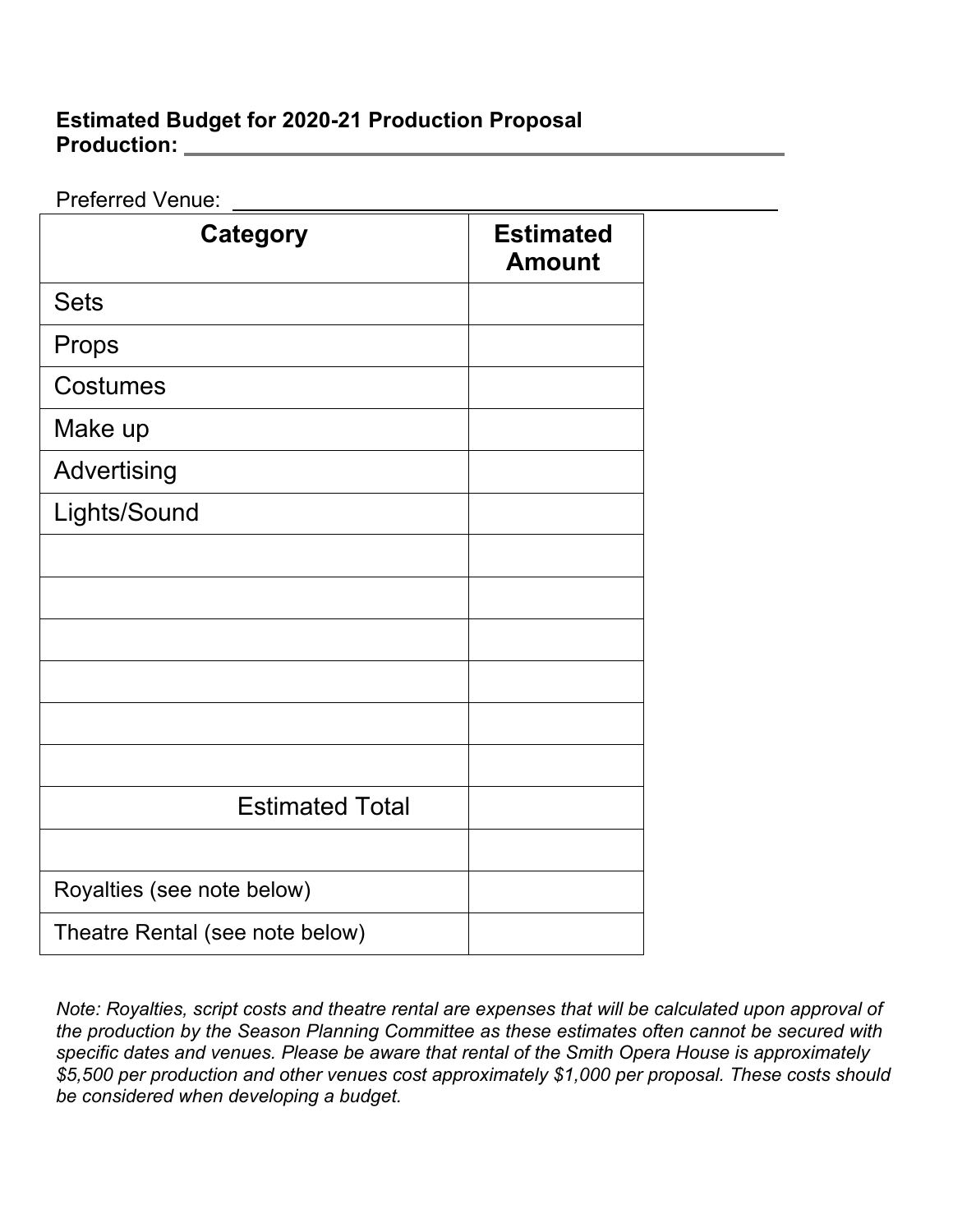**Estimated Budget for 2020-21 Production Proposal**
**Production:** ____________________________________________

Preferred Venue: ____________________________________________

| Category | Estimated Amount |
|---|---|
| Sets | |
| Props | |
| Costumes | |
| Make up | |
| Advertising | |
| Lights/Sound | |
| | |
| | |
| | |
| | |
| | |
| | |
| Estimated Total | |
| | |
| Royalties (see note below) | |
| Theatre Rental (see note below) | |

*Note: Royalties, script costs and theatre rental are expenses that will be calculated upon approval of the production by the Season Planning Committee as these estimates often cannot be secured with specific dates and venues. Please be aware that rental of the Smith Opera House is approximately $5,500 per production and other venues cost approximately $1,000 per proposal. These costs should be considered when developing a budget.*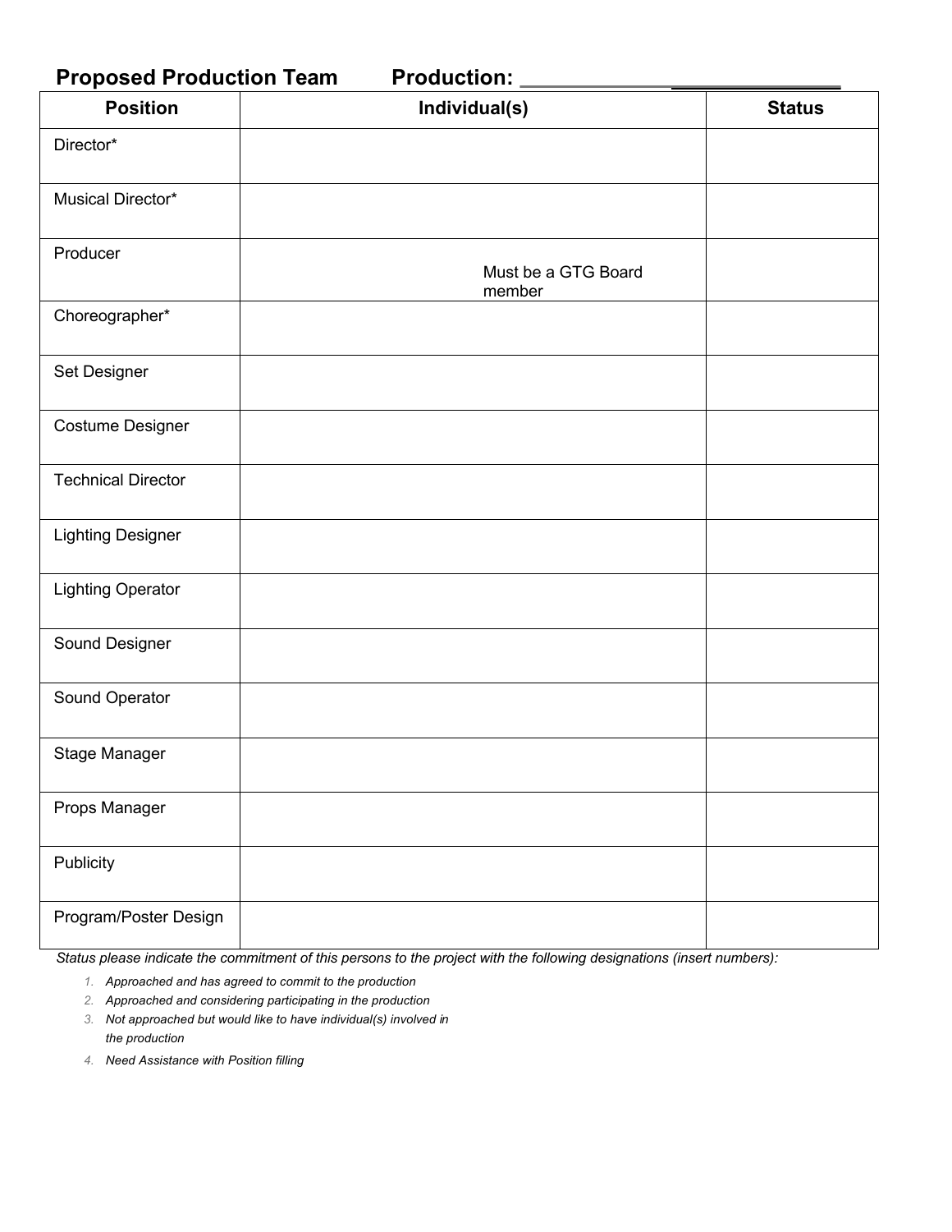## Proposed Production Team Production: _________________________

| Position | Individual(s) | Status |
|---|---|---|
| Director* | | |
| Musical Director* | | |
| Producer | Must be a GTG Board member | |
| Choreographer* | | |
| Set Designer | | |
| Costume Designer | | |
| Technical Director | | |
| Lighting Designer | | |
| Lighting Operator | | |
| Sound Designer | | |
| Sound Operator | | |
| Stage Manager | | |
| Props Manager | | |
| Publicity | | |
| Program/Poster Design | | |

*Status please indicate the commitment of this persons to the project with the following designations (insert numbers):*

1. *Approached and has agreed to commit to the production*
2. *Approached and considering participating in the production*
3. *Not approached but would like to have individual(s) involved in the production*
4. *Need Assistance with Position filling*